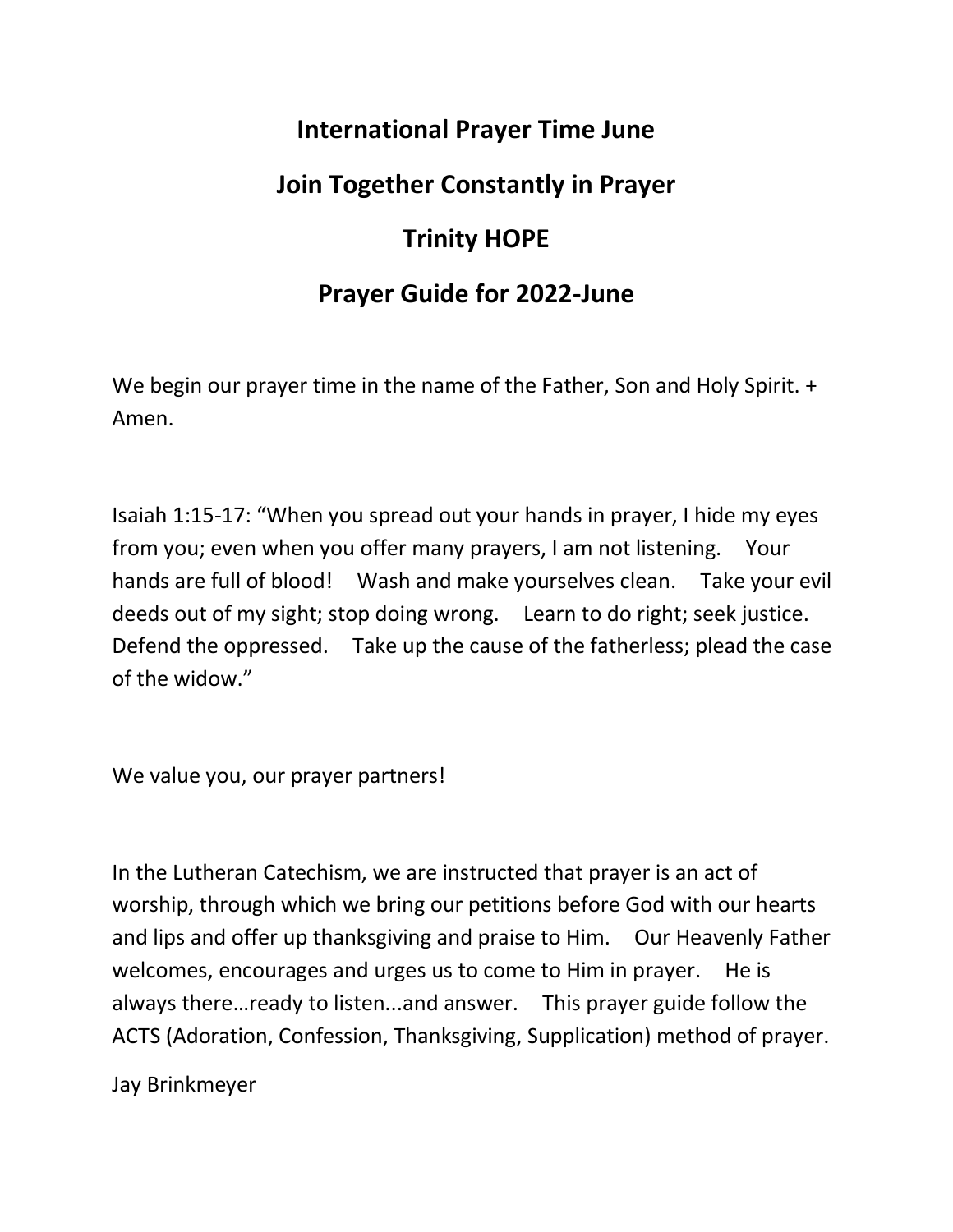# International Prayer Time June

# Join Together Constantly in Prayer

# Trinity HOPE

# Prayer Guide for 2022-June

We begin our prayer time in the name of the Father, Son and Holy Spirit. + Amen.

Isaiah 1:15-17: "When you spread out your hands in prayer, I hide my eyes from you; even when you offer many prayers, I am not listening. Your hands are full of blood! Wash and make yourselves clean. Take your evil deeds out of my sight; stop doing wrong. Learn to do right; seek justice. Defend the oppressed. Take up the cause of the fatherless; plead the case of the widow."

We value you, our prayer partners!

In the Lutheran Catechism, we are instructed that prayer is an act of worship, through which we bring our petitions before God with our hearts and lips and offer up thanksgiving and praise to Him. Our Heavenly Father welcomes, encourages and urges us to come to Him in prayer. He is always there…ready to listen...and answer. This prayer guide follow the ACTS (Adoration, Confession, Thanksgiving, Supplication) method of prayer.

Jay Brinkmeyer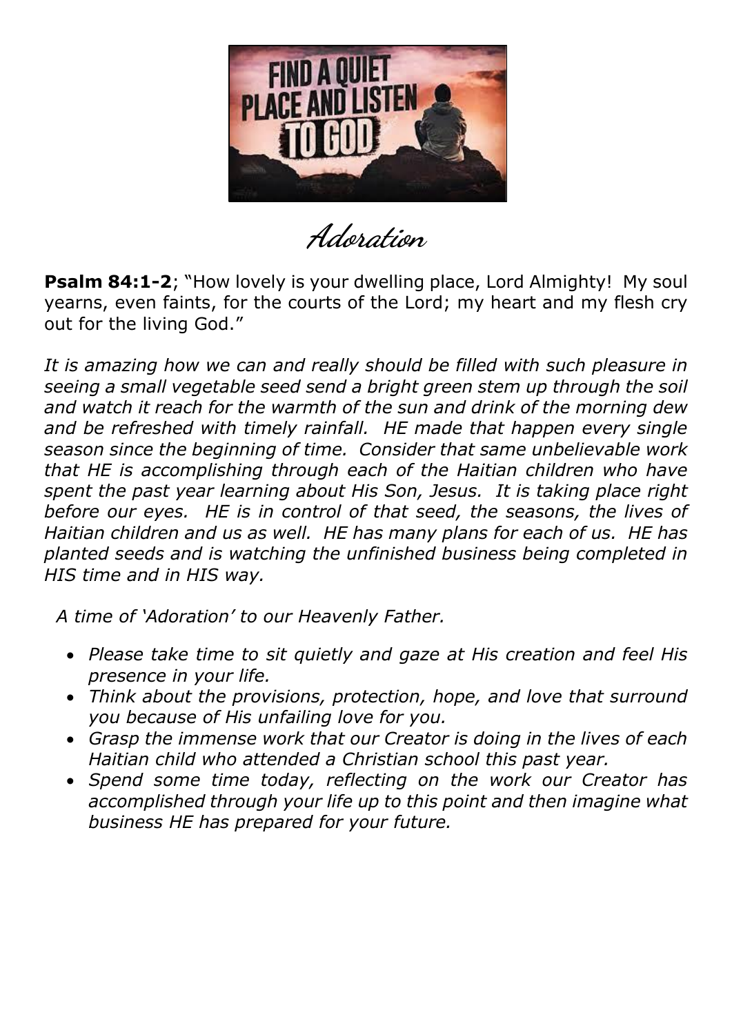# Adoration

**Psalm 84:1-2**; "How lovely is your dwelling place, Lord Almighty! My soul yearns, even faints, for the courts of the Lord; my heart and my flesh cry out for the living God."

*It is amazing how we can and really should be filled with such pleasure in seeing a small vegetable seed send a bright green stem up through the soil and watch it reach for the warmth of the sun and drink of the morning dew and be refreshed with timely rainfall. HE made that happen every single season since the beginning of time. Consider that same unbelievable work that HE is accomplishing through each of the Haitian children who have spent the past year learning about His Son, Jesus. It is taking place right before our eyes. HE is in control of that seed, the seasons, the lives of Haitian children and us as well. HE has many plans for each of us. HE has planted seeds and is watching the unfinished business being completed in HIS time and in HIS way.*

*A time of 'Adoration' to our Heavenly Father.*

- *Please take time to sit quietly and gaze at His creation and feel His presence in your life.*
- *Think about the provisions, protection, hope, and love that surround you because of His unfailing love for you.*
- *Grasp the immense work that our Creator is doing in the lives of each Haitian child who attended a Christian school this past year.*
- *Spend some time today, reflecting on the work our Creator has accomplished through your life up to this point and then imagine what business HE has prepared for your future.*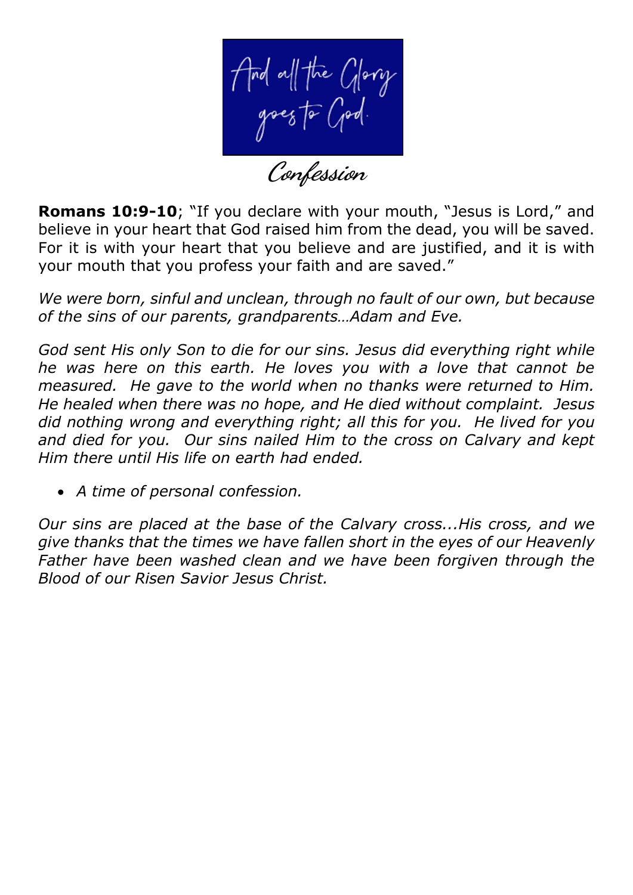And all the Glory goes to God.

# Confession

**Romans 10:9-10**; "If you declare with your mouth, "Jesus is Lord," and believe in your heart that God raised him from the dead, you will be saved. For it is with your heart that you believe and are justified, and it is with your mouth that you profess your faith and are saved."

*We were born, sinful and unclean, through no fault of our own, but because of the sins of our parents, grandparents…Adam and Eve.*

*God sent His only Son to die for our sins. Jesus did everything right while he was here on this earth. He loves you with a love that cannot be measured. He gave to the world when no thanks were returned to Him. He healed when there was no hope, and He died without complaint. Jesus did nothing wrong and everything right; all this for you. He lived for you and died for you. Our sins nailed Him to the cross on Calvary and kept Him there until His life on earth had ended.*

- *A time of personal confession.*

*Our sins are placed at the base of the Calvary cross...His cross, and we give thanks that the times we have fallen short in the eyes of our Heavenly Father have been washed clean and we have been forgiven through the Blood of our Risen Savior Jesus Christ.*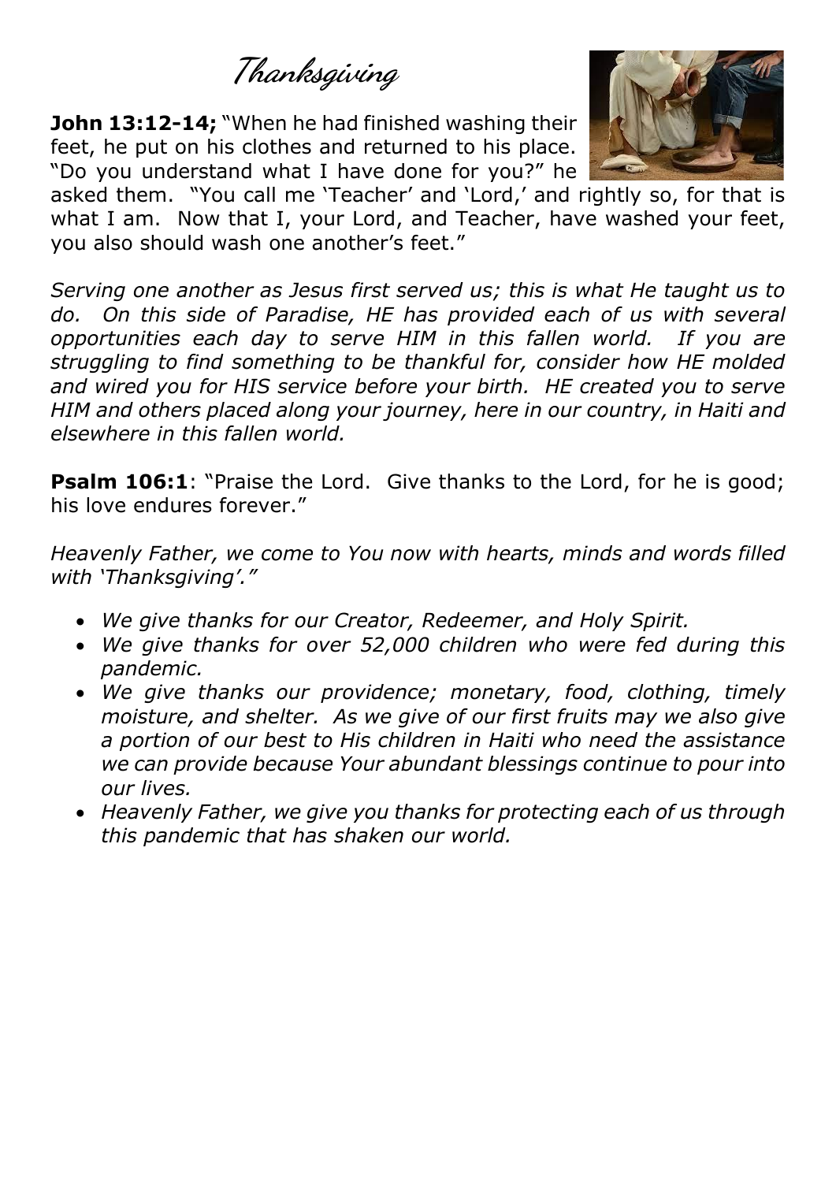# *Thanksgiving*

**John 13:12-14;** "When he had finished washing their feet, he put on his clothes and returned to his place. "Do you understand what I have done for you?" he asked them. "You call me 'Teacher' and 'Lord,' and rightly so, for that is what I am. Now that I, your Lord, and Teacher, have washed your feet, you also should wash one another's feet."

*Serving one another as Jesus first served us; this is what He taught us to do. On this side of Paradise, HE has provided each of us with several opportunities each day to serve HIM in this fallen world. If you are struggling to find something to be thankful for, consider how HE molded and wired you for HIS service before your birth. HE created you to serve HIM and others placed along your journey, here in our country, in Haiti and elsewhere in this fallen world.*

**Psalm 106:1**: "Praise the Lord. Give thanks to the Lord, for he is good; his love endures forever."

*Heavenly Father, we come to You now with hearts, minds and words filled with 'Thanksgiving'."*

- *We give thanks for our Creator, Redeemer, and Holy Spirit.*
- *We give thanks for over 52,000 children who were fed during this pandemic.*
- *We give thanks our providence; monetary, food, clothing, timely moisture, and shelter. As we give of our first fruits may we also give a portion of our best to His children in Haiti who need the assistance we can provide because Your abundant blessings continue to pour into our lives.*
- *Heavenly Father, we give you thanks for protecting each of us through this pandemic that has shaken our world.*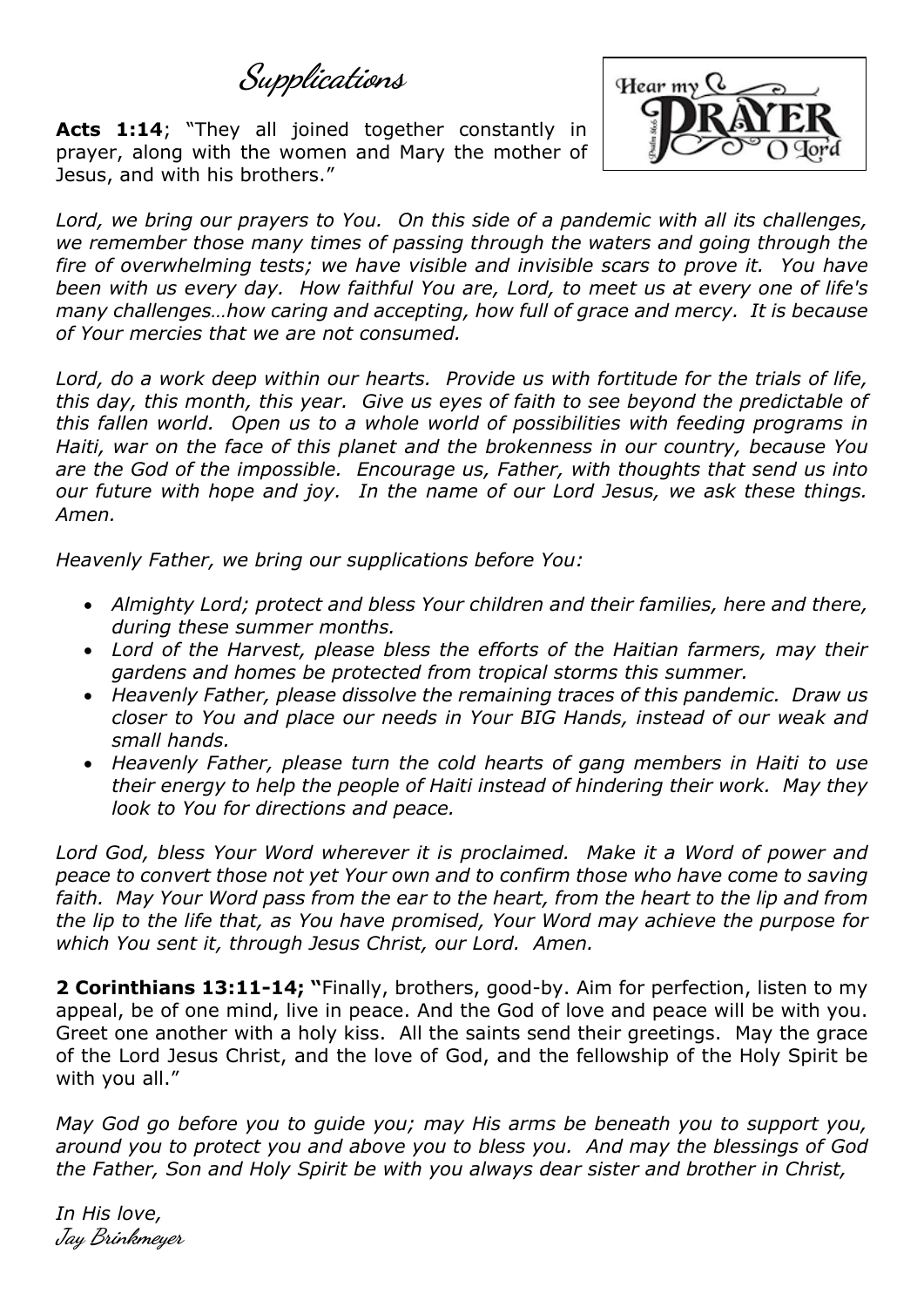# *Supplications*

**Acts 1:14**; "They all joined together constantly in prayer, along with the women and Mary the mother of Jesus, and with his brothers."

*Lord, we bring our prayers to You. On this side of a pandemic with all its challenges, we remember those many times of passing through the waters and going through the fire of overwhelming tests; we have visible and invisible scars to prove it. You have been with us every day. How faithful You are, Lord, to meet us at every one of life's many challenges…how caring and accepting, how full of grace and mercy. It is because of Your mercies that we are not consumed.*

*Lord, do a work deep within our hearts. Provide us with fortitude for the trials of life, this day, this month, this year. Give us eyes of faith to see beyond the predictable of this fallen world. Open us to a whole world of possibilities with feeding programs in Haiti, war on the face of this planet and the brokenness in our country, because You are the God of the impossible. Encourage us, Father, with thoughts that send us into our future with hope and joy. In the name of our Lord Jesus, we ask these things. Amen.*

*Heavenly Father, we bring our supplications before You:*

- *Almighty Lord; protect and bless Your children and their families, here and there, during these summer months.*
- *Lord of the Harvest, please bless the efforts of the Haitian farmers, may their gardens and homes be protected from tropical storms this summer.*
- *Heavenly Father, please dissolve the remaining traces of this pandemic. Draw us closer to You and place our needs in Your BIG Hands, instead of our weak and small hands.*
- *Heavenly Father, please turn the cold hearts of gang members in Haiti to use their energy to help the people of Haiti instead of hindering their work. May they look to You for directions and peace.*

*Lord God, bless Your Word wherever it is proclaimed. Make it a Word of power and peace to convert those not yet Your own and to confirm those who have come to saving faith. May Your Word pass from the ear to the heart, from the heart to the lip and from the lip to the life that, as You have promised, Your Word may achieve the purpose for which You sent it, through Jesus Christ, our Lord. Amen.*

**2 Corinthians 13:11-14; "**Finally, brothers, good-by. Aim for perfection, listen to my appeal, be of one mind, live in peace. And the God of love and peace will be with you. Greet one another with a holy kiss. All the saints send their greetings. May the grace of the Lord Jesus Christ, and the love of God, and the fellowship of the Holy Spirit be with you all."

*May God go before you to guide you; may His arms be beneath you to support you, around you to protect you and above you to bless you. And may the blessings of God the Father, Son and Holy Spirit be with you always dear sister and brother in Christ,*

*In His love,*
*Jay Brinkmeyer*